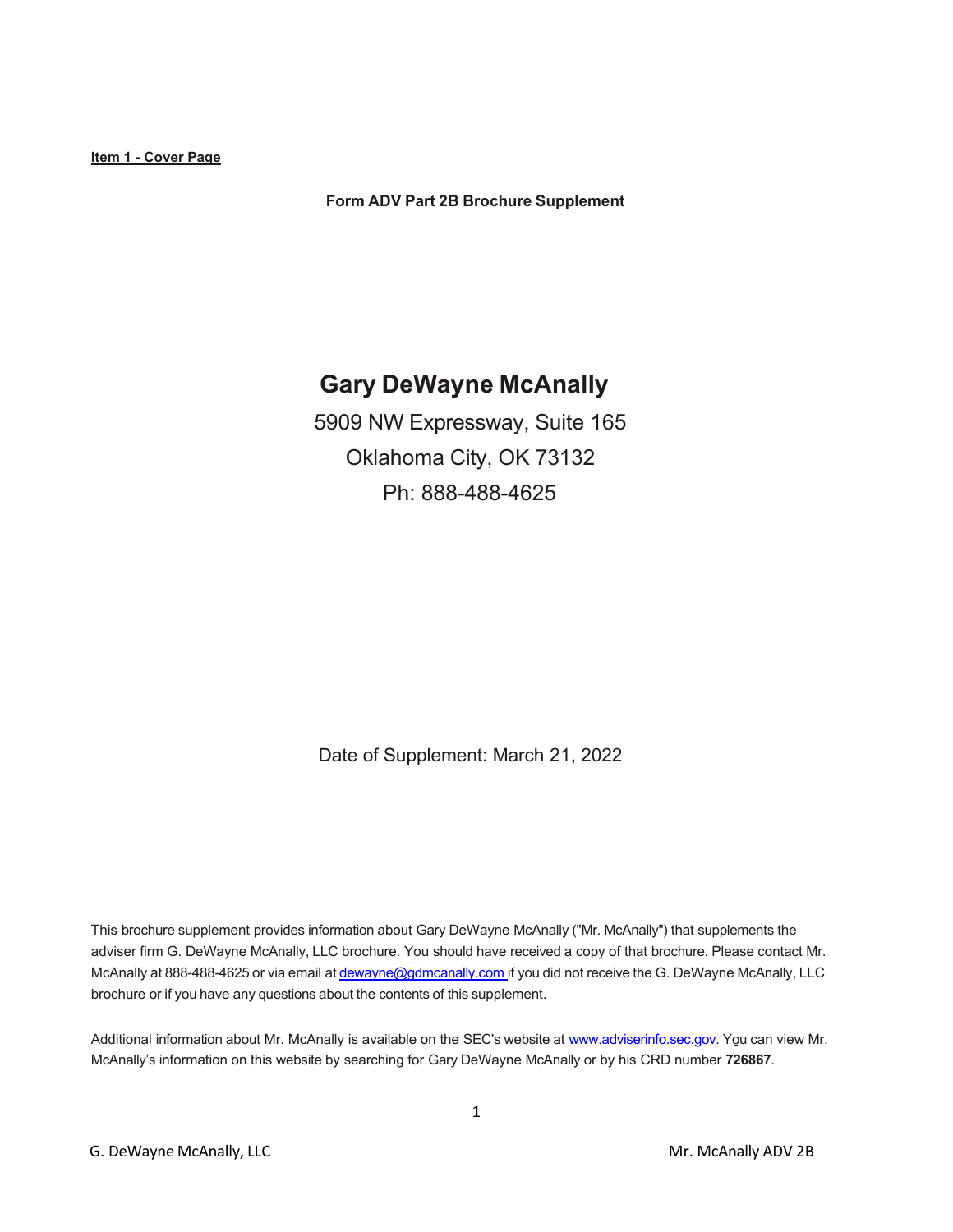**Item 1 - Cover Page**

**Form ADV Part 2B Brochure Supplement**

# Gary DeWayne McAnally

5909 NW Expressway, Suite 165

Oklahoma City, OK 73132

Ph: 888-488-4625

Date of Supplement: March 21, 2022

This brochure supplement provides information about Gary DeWayne McAnally ("Mr. McAnally") that supplements the adviser firm G. DeWayne McAnally, LLC brochure. You should have received a copy of that brochure. Please contact Mr. McAnally at 888-488-4625 or via email at dewayne@gdmcanally.com if you did not receive the G. DeWayne McAnally, LLC brochure or if you have any questions about the contents of this supplement.

Additional information about Mr. McAnally is available on the SEC's website at www.adviserinfo.sec.gov. You can view Mr. McAnally's information on this website by searching for Gary DeWayne McAnally or by his CRD number **726867**.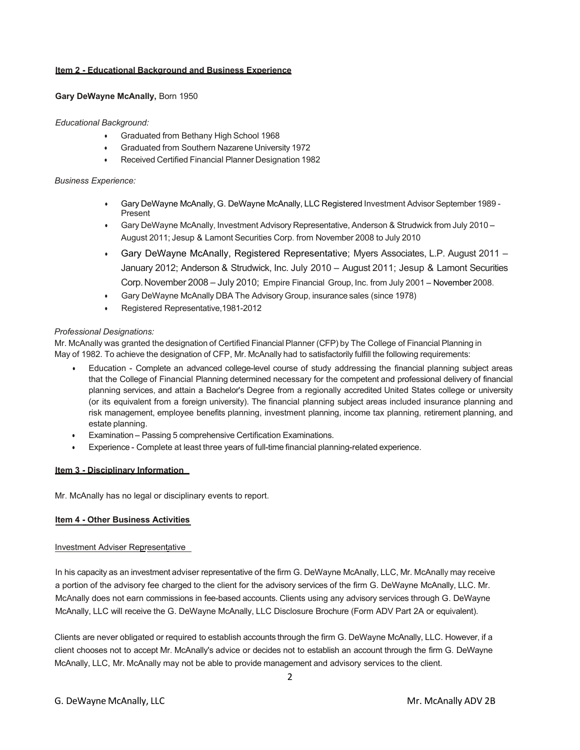## Item 2 - Educational Background and Business Experience

**Gary DeWayne McAnally,** Born 1950

*Educational Background:*

- Graduated from Bethany High School 1968
- Graduated from Southern Nazarene University 1972
- Received Certified Financial Planner Designation 1982

*Business Experience:*

- Gary DeWayne McAnally, G. DeWayne McAnally, LLC Registered Investment Advisor September 1989 - Present
- Gary DeWayne McAnally, Investment Advisory Representative, Anderson & Strudwick from July 2010 – August 2011; Jesup & Lamont Securities Corp. from November 2008 to July 2010
- Gary DeWayne McAnally, Registered Representative; Myers Associates, L.P. August 2011 – January 2012; Anderson & Strudwick, Inc. July 2010 – August 2011; Jesup & Lamont Securities Corp. November 2008 – July 2010; Empire Financial Group, Inc. from July 2001 – November 2008.
- Gary DeWayne McAnally DBA The Advisory Group, insurance sales (since 1978)
- Registered Representative,1981-2012

*Professional Designations:*

Mr. McAnally was granted the designation of Certified Financial Planner (CFP) by The College of Financial Planning in May of 1982. To achieve the designation of CFP, Mr. McAnally had to satisfactorily fulfill the following requirements:

- Education - Complete an advanced college-level course of study addressing the financial planning subject areas that the College of Financial Planning determined necessary for the competent and professional delivery of financial planning services, and attain a Bachelor's Degree from a regionally accredited United States college or university (or its equivalent from a foreign university). The financial planning subject areas included insurance planning and risk management, employee benefits planning, investment planning, income tax planning, retirement planning, and estate planning.
- Examination – Passing 5 comprehensive Certification Examinations.
- Experience - Complete at least three years of full-time financial planning-related experience.

## Item 3 - Disciplinary Information

Mr. McAnally has no legal or disciplinary events to report.

## Item 4 - Other Business Activities

Investment Adviser Representative

In his capacity as an investment adviser representative of the firm G. DeWayne McAnally, LLC, Mr. McAnally may receive a portion of the advisory fee charged to the client for the advisory services of the firm G. DeWayne McAnally, LLC. Mr. McAnally does not earn commissions in fee-based accounts. Clients using any advisory services through G. DeWayne McAnally, LLC will receive the G. DeWayne McAnally, LLC Disclosure Brochure (Form ADV Part 2A or equivalent).

Clients are never obligated or required to establish accounts through the firm G. DeWayne McAnally, LLC. However, if a client chooses not to accept Mr. McAnally's advice or decides not to establish an account through the firm G. DeWayne McAnally, LLC, Mr. McAnally may not be able to provide management and advisory services to the client.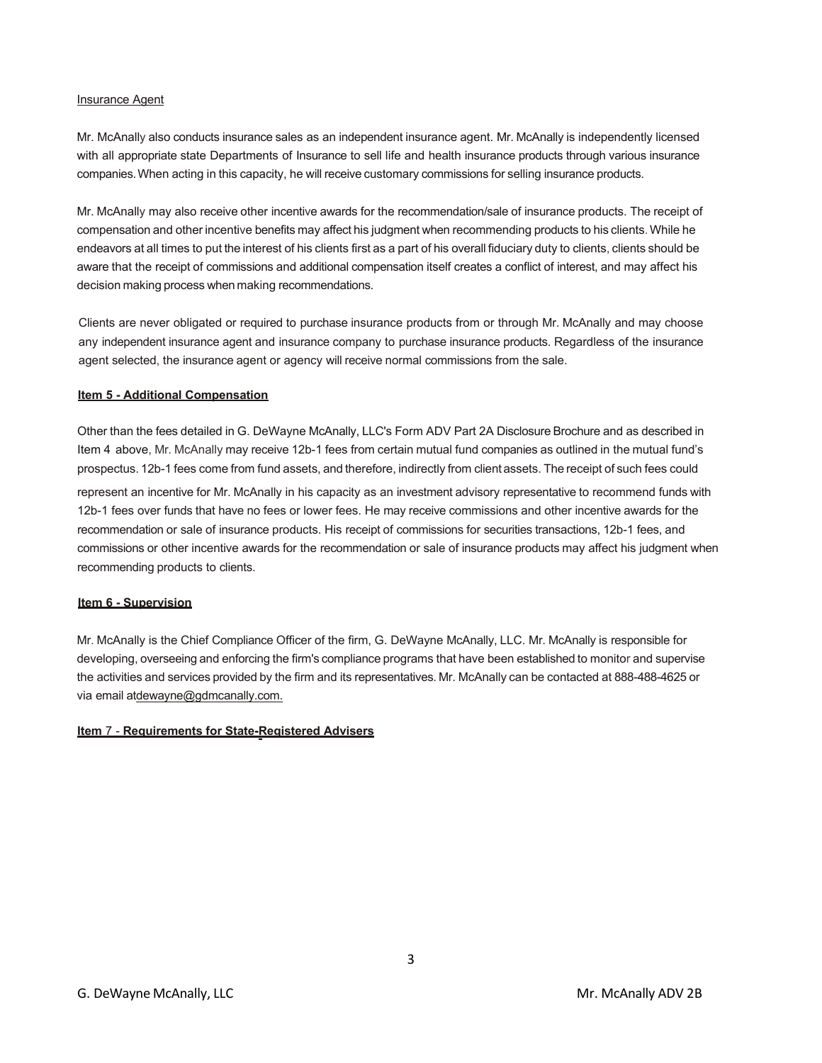Insurance Agent

Mr. McAnally also conducts insurance sales as an independent insurance agent. Mr. McAnally is independently licensed with all appropriate state Departments of Insurance to sell life and health insurance products through various insurance companies. When acting in this capacity, he will receive customary commissions for selling insurance products.

Mr. McAnally may also receive other incentive awards for the recommendation/sale of insurance products. The receipt of compensation and other incentive benefits may affect his judgment when recommending products to his clients. While he endeavors at all times to put the interest of his clients first as a part of his overall fiduciary duty to clients, clients should be aware that the receipt of commissions and additional compensation itself creates a conflict of interest, and may affect his decision making process when making recommendations.

Clients are never obligated or required to purchase insurance products from or through Mr. McAnally and may choose any independent insurance agent and insurance company to purchase insurance products. Regardless of the insurance agent selected, the insurance agent or agency will receive normal commissions from the sale.

## Item 5 - Additional Compensation

Other than the fees detailed in G. DeWayne McAnally, LLC's Form ADV Part 2A Disclosure Brochure and as described in Item 4 above, Mr. McAnally may receive 12b-1 fees from certain mutual fund companies as outlined in the mutual fund's prospectus. 12b-1 fees come from fund assets, and therefore, indirectly from client assets. The receipt of such fees could represent an incentive for Mr. McAnally in his capacity as an investment advisory representative to recommend funds with 12b-1 fees over funds that have no fees or lower fees. He may receive commissions and other incentive awards for the recommendation or sale of insurance products. His receipt of commissions for securities transactions, 12b-1 fees, and commissions or other incentive awards for the recommendation or sale of insurance products may affect his judgment when recommending products to clients.

## Item 6 - Supervision

Mr. McAnally is the Chief Compliance Officer of the firm, G. DeWayne McAnally, LLC. Mr. McAnally is responsible for developing, overseeing and enforcing the firm's compliance programs that have been established to monitor and supervise the activities and services provided by the firm and its representatives. Mr. McAnally can be contacted at 888-488-4625 or via email atdewayne@gdmcanally.com.

## Item 7 - Requirements for State-Registered Advisers